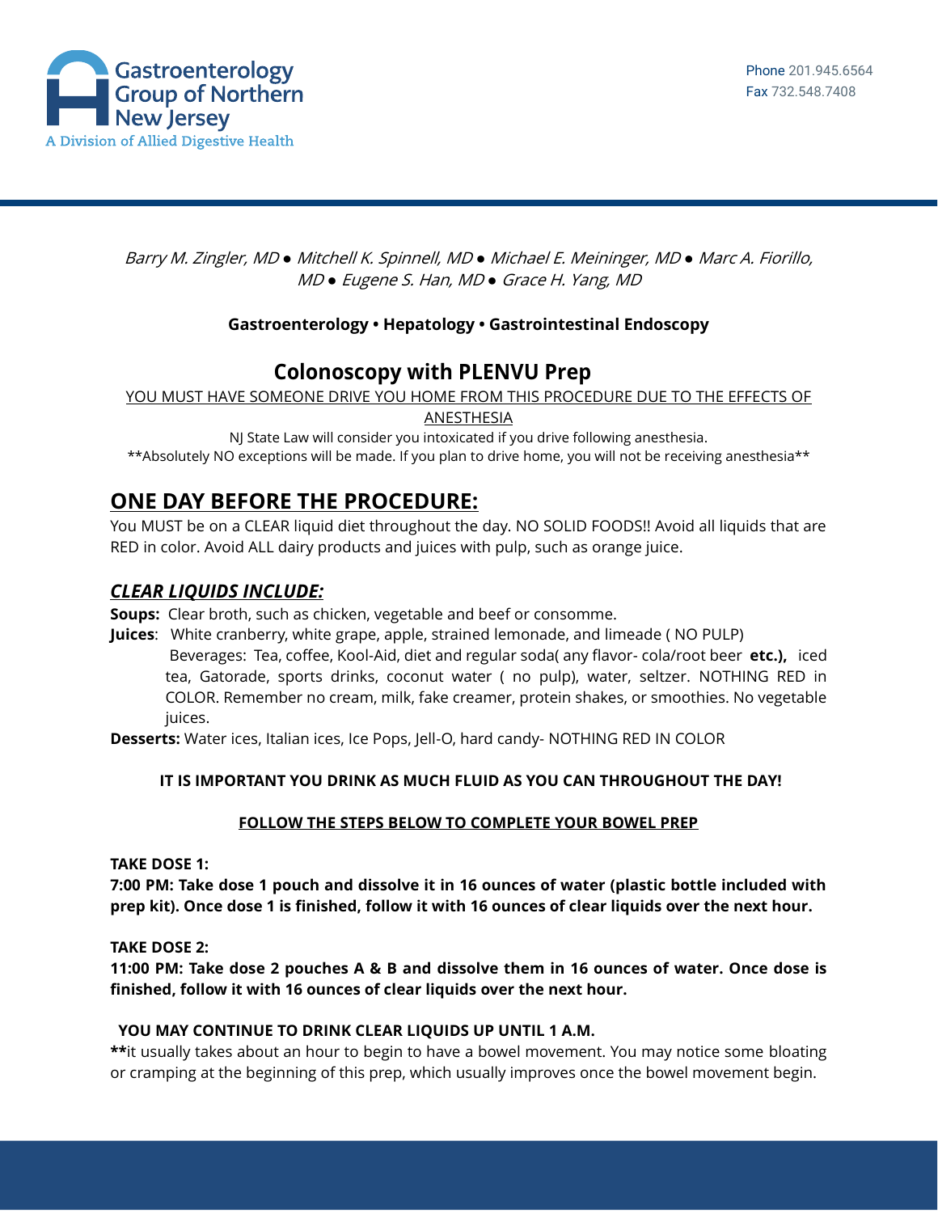Gastroenterology Group of Northern New Jersey
A Division of Allied Digestive Health

Phone 201.945.6564
Fax 732.548.7408

*Barry M. Zingler, MD ● Mitchell K. Spinnell, MD ● Michael E. Meininger, MD ● Marc A. Fiorillo, MD ● Eugene S. Han, MD ● Grace H. Yang, MD*

**Gastroenterology • Hepatology • Gastrointestinal Endoscopy**

# Colonoscopy with PLENVU Prep

<u>YOU MUST HAVE SOMEONE DRIVE YOU HOME FROM THIS PROCEDURE DUE TO THE EFFECTS OF ANESTHESIA</u>

NJ State Law will consider you intoxicated if you drive following anesthesia.

**Absolutely NO exceptions will be made. If you plan to drive home, you will not be receiving anesthesia**

## <u>ONE DAY BEFORE THE PROCEDURE:</u>

You MUST be on a CLEAR liquid diet throughout the day. NO SOLID FOODS!! Avoid all liquids that are RED in color. Avoid ALL dairy products and juices with pulp, such as orange juice.

### <u>*CLEAR LIQUIDS INCLUDE:*</u>

**Soups:** Clear broth, such as chicken, vegetable and beef or consomme.

**Juices**: White cranberry, white grape, apple, strained lemonade, and limeade ( NO PULP)
Beverages: Tea, coffee, Kool-Aid, diet and regular soda( any flavor- cola/root beer **etc.),** iced tea, Gatorade, sports drinks, coconut water ( no pulp), water, seltzer. NOTHING RED in COLOR. Remember no cream, milk, fake creamer, protein shakes, or smoothies. No vegetable juices.

**Desserts:** Water ices, Italian ices, Ice Pops, Jell-O, hard candy- NOTHING RED IN COLOR

**IT IS IMPORTANT YOU DRINK AS MUCH FLUID AS YOU CAN THROUGHOUT THE DAY!**

**<u>FOLLOW THE STEPS BELOW TO COMPLETE YOUR BOWEL PREP</u>**

**TAKE DOSE 1:**

**7:00 PM: Take dose 1 pouch and dissolve it in 16 ounces of water (plastic bottle included with prep kit). Once dose 1 is finished, follow it with 16 ounces of clear liquids over the next hour.**

**TAKE DOSE 2:**

**11:00 PM: Take dose 2 pouches A & B and dissolve them in 16 ounces of water. Once dose is finished, follow it with 16 ounces of clear liquids over the next hour.**

**YOU MAY CONTINUE TO DRINK CLEAR LIQUIDS UP UNTIL 1 A.M.**

**\*\***it usually takes about an hour to begin to have a bowel movement. You may notice some bloating or cramping at the beginning of this prep, which usually improves once the bowel movement begin.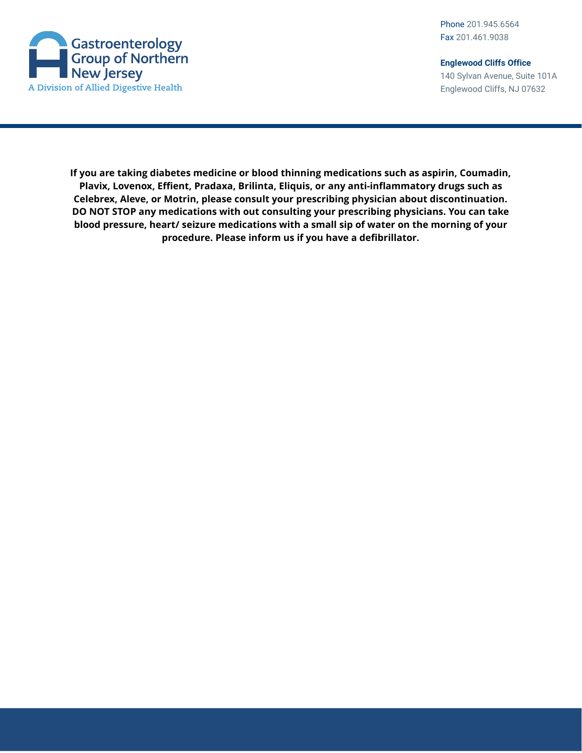**If you are taking diabetes medicine or blood thinning medications such as aspirin, Coumadin, Plavix, Lovenox, Effient, Pradaxa, Brilinta, Eliquis, or any anti-inflammatory drugs such as Celebrex, Aleve, or Motrin, please consult your prescribing physician about discontinuation. DO NOT STOP any medications with out consulting your prescribing physicians. You can take blood pressure, heart/ seizure medications with a small sip of water on the morning of your procedure. Please inform us if you have a defibrillator.**